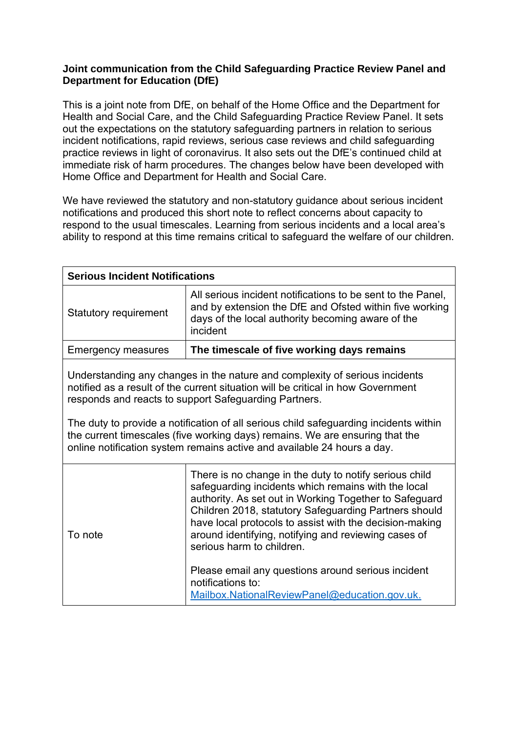**Joint communication from the Child Safeguarding Practice Review Panel and Department for Education (DfE)**

This is a joint note from DfE, on behalf of the Home Office and the Department for Health and Social Care, and the Child Safeguarding Practice Review Panel. It sets out the expectations on the statutory safeguarding partners in relation to serious incident notifications, rapid reviews, serious case reviews and child safeguarding practice reviews in light of coronavirus. It also sets out the DfE's continued child at immediate risk of harm procedures. The changes below have been developed with Home Office and Department for Health and Social Care.

We have reviewed the statutory and non-statutory guidance about serious incident notifications and produced this short note to reflect concerns about capacity to respond to the usual timescales. Learning from serious incidents and a local area's ability to respond at this time remains critical to safeguard the welfare of our children.

| **Serious Incident Notifications** | |
|---|---|
| Statutory requirement | All serious incident notifications to be sent to the Panel, and by extension the DfE and Ofsted within five working days of the local authority becoming aware of the incident |
| Emergency measures | **The timescale of five working days remains** |
| Understanding any changes in the nature and complexity of serious incidents notified as a result of the current situation will be critical in how Government responds and reacts to support Safeguarding Partners.<br><br>The duty to provide a notification of all serious child safeguarding incidents within the current timescales (five working days) remains. We are ensuring that the online notification system remains active and available 24 hours a day. | |
| To note | There is no change in the duty to notify serious child safeguarding incidents which remains with the local authority. As set out in Working Together to Safeguard Children 2018, statutory Safeguarding Partners should have local protocols to assist with the decision-making around identifying, notifying and reviewing cases of serious harm to children.<br><br>Please email any questions around serious incident notifications to: Mailbox.NationalReviewPanel@education.gov.uk. |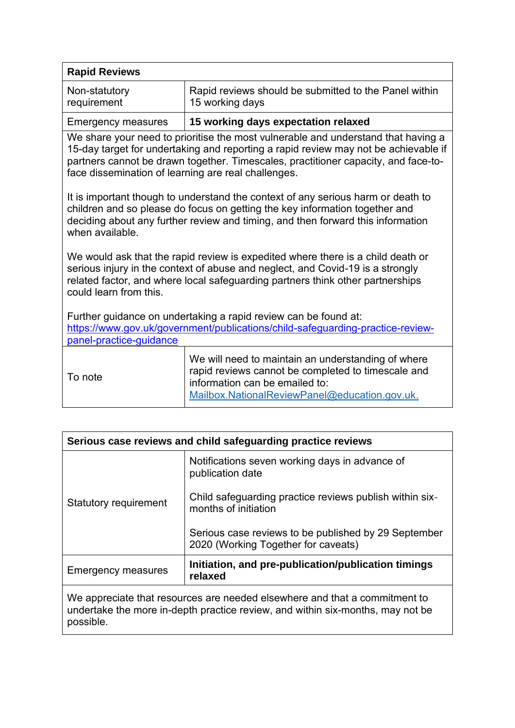| **Rapid Reviews** | |
|---|---|
| Non-statutory requirement | Rapid reviews should be submitted to the Panel within 15 working days |
| Emergency measures | **15 working days expectation relaxed** |
| We share your need to prioritise the most vulnerable and understand that having a 15-day target for undertaking and reporting a rapid review may not be achievable if partners cannot be drawn together. Timescales, practitioner capacity, and face-to-face dissemination of learning are real challenges.<br><br>It is important though to understand the context of any serious harm or death to children and so please do focus on getting the key information together and deciding about any further review and timing, and then forward this information when available.<br><br>We would ask that the rapid review is expedited where there is a child death or serious injury in the context of abuse and neglect, and Covid-19 is a strongly related factor, and where local safeguarding partners think other partnerships could learn from this.<br><br>Further guidance on undertaking a rapid review can be found at: https://www.gov.uk/government/publications/child-safeguarding-practice-review-panel-practice-guidance | |
| To note | We will need to maintain an understanding of where rapid reviews cannot be completed to timescale and information can be emailed to: Mailbox.NationalReviewPanel@education.gov.uk. |

| **Serious case reviews and child safeguarding practice reviews** | |
|---|---|
| Statutory requirement | Notifications seven working days in advance of publication date<br><br>Child safeguarding practice reviews publish within six-months of initiation<br><br>Serious case reviews to be published by 29 September 2020 (Working Together for caveats) |
| Emergency measures | **Initiation, and pre-publication/publication timings relaxed** |
| We appreciate that resources are needed elsewhere and that a commitment to undertake the more in-depth practice review, and within six-months, may not be possible. | |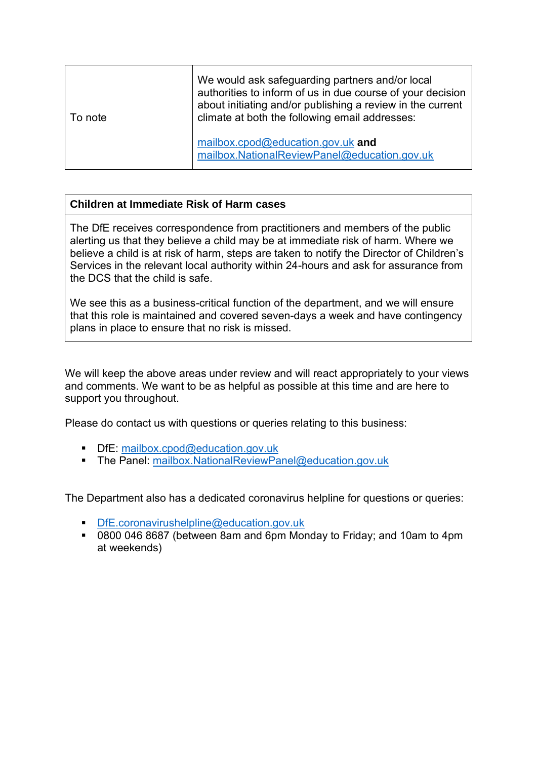| | |
|---|---|
| To note | We would ask safeguarding partners and/or local authorities to inform of us in due course of your decision about initiating and/or publishing a review in the current climate at both the following email addresses:<br><br>mailbox.cpod@education.gov.uk **and** mailbox.NationalReviewPanel@education.gov.uk |

| **Children at Immediate Risk of Harm cases** |
|---|
| The DfE receives correspondence from practitioners and members of the public alerting us that they believe a child may be at immediate risk of harm. Where we believe a child is at risk of harm, steps are taken to notify the Director of Children's Services in the relevant local authority within 24-hours and ask for assurance from the DCS that the child is safe.<br><br>We see this as a business-critical function of the department, and we will ensure that this role is maintained and covered seven-days a week and have contingency plans in place to ensure that no risk is missed. |

We will keep the above areas under review and will react appropriately to your views and comments. We want to be as helpful as possible at this time and are here to support you throughout.

Please do contact us with questions or queries relating to this business:

- DfE: mailbox.cpod@education.gov.uk
- The Panel: mailbox.NationalReviewPanel@education.gov.uk

The Department also has a dedicated coronavirus helpline for questions or queries:

- DfE.coronavirushelpline@education.gov.uk
- 0800 046 8687 (between 8am and 6pm Monday to Friday; and 10am to 4pm at weekends)